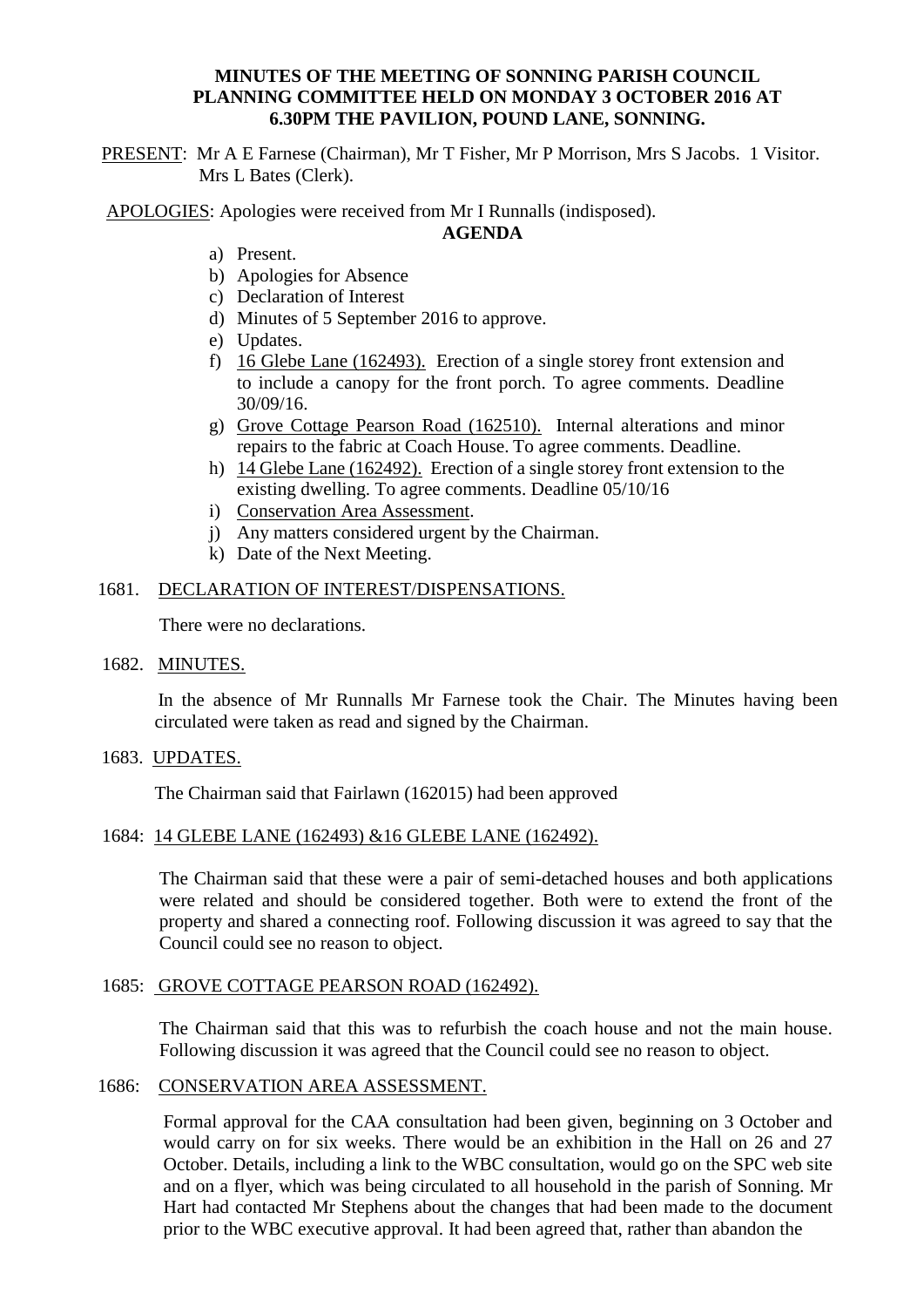**MINUTES OF THE MEETING OF SONNING PARISH COUNCIL PLANNING COMMITTEE HELD ON MONDAY 3 OCTOBER 2016 AT 6.30PM THE PAVILION, POUND LANE, SONNING.**

PRESENT: Mr A E Farnese (Chairman), Mr T Fisher, Mr P Morrison, Mrs S Jacobs. 1 Visitor. Mrs L Bates (Clerk).

APOLOGIES: Apologies were received from Mr I Runnalls (indisposed).

**AGENDA**

a) Present.
b) Apologies for Absence
c) Declaration of Interest
d) Minutes of 5 September 2016 to approve.
e) Updates.
f) 16 Glebe Lane (162493). Erection of a single storey front extension and to include a canopy for the front porch. To agree comments. Deadline 30/09/16.
g) Grove Cottage Pearson Road (162510). Internal alterations and minor repairs to the fabric at Coach House. To agree comments. Deadline.
h) 14 Glebe Lane (162492). Erection of a single storey front extension to the existing dwelling. To agree comments. Deadline 05/10/16
i) Conservation Area Assessment.
j) Any matters considered urgent by the Chairman.
k) Date of the Next Meeting.

1681. DECLARATION OF INTEREST/DISPENSATIONS.

There were no declarations.

1682. MINUTES.

In the absence of Mr Runnalls Mr Farnese took the Chair. The Minutes having been circulated were taken as read and signed by the Chairman.

1683. UPDATES.

The Chairman said that Fairlawn (162015) had been approved

1684: 14 GLEBE LANE (162493) &16 GLEBE LANE (162492).

The Chairman said that these were a pair of semi-detached houses and both applications were related and should be considered together. Both were to extend the front of the property and shared a connecting roof. Following discussion it was agreed to say that the Council could see no reason to object.

1685: GROVE COTTAGE PEARSON ROAD (162492).

The Chairman said that this was to refurbish the coach house and not the main house. Following discussion it was agreed that the Council could see no reason to object.

1686: CONSERVATION AREA ASSESSMENT.

Formal approval for the CAA consultation had been given, beginning on 3 October and would carry on for six weeks. There would be an exhibition in the Hall on 26 and 27 October. Details, including a link to the WBC consultation, would go on the SPC web site and on a flyer, which was being circulated to all household in the parish of Sonning. Mr Hart had contacted Mr Stephens about the changes that had been made to the document prior to the WBC executive approval. It had been agreed that, rather than abandon the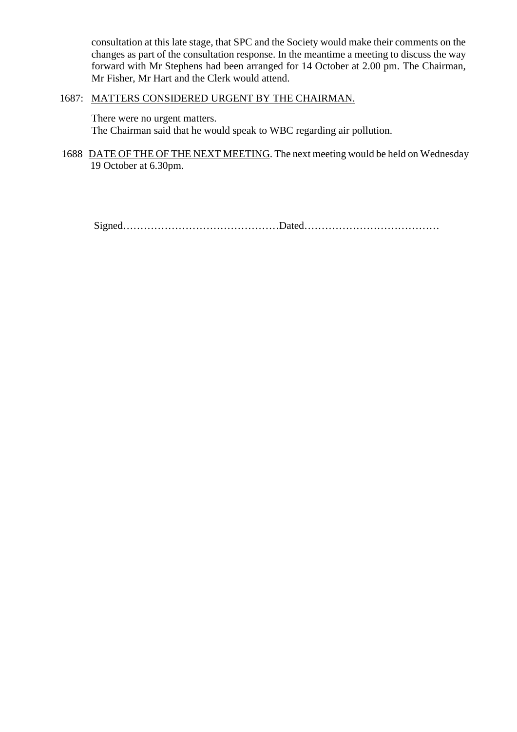consultation at this late stage, that SPC and the Society would make their comments on the changes as part of the consultation response. In the meantime a meeting to discuss the way forward with Mr Stephens had been arranged for 14 October at 2.00 pm. The Chairman, Mr Fisher, Mr Hart and the Clerk would attend.

1687: <u>MATTERS CONSIDERED URGENT BY THE CHAIRMAN.</u>

There were no urgent matters.
The Chairman said that he would speak to WBC regarding air pollution.

1688 <u>DATE OF THE OF THE NEXT MEETING</u>. The next meeting would be held on Wednesday 19 October at 6.30pm.

Signed………………………………………Dated…………………………………